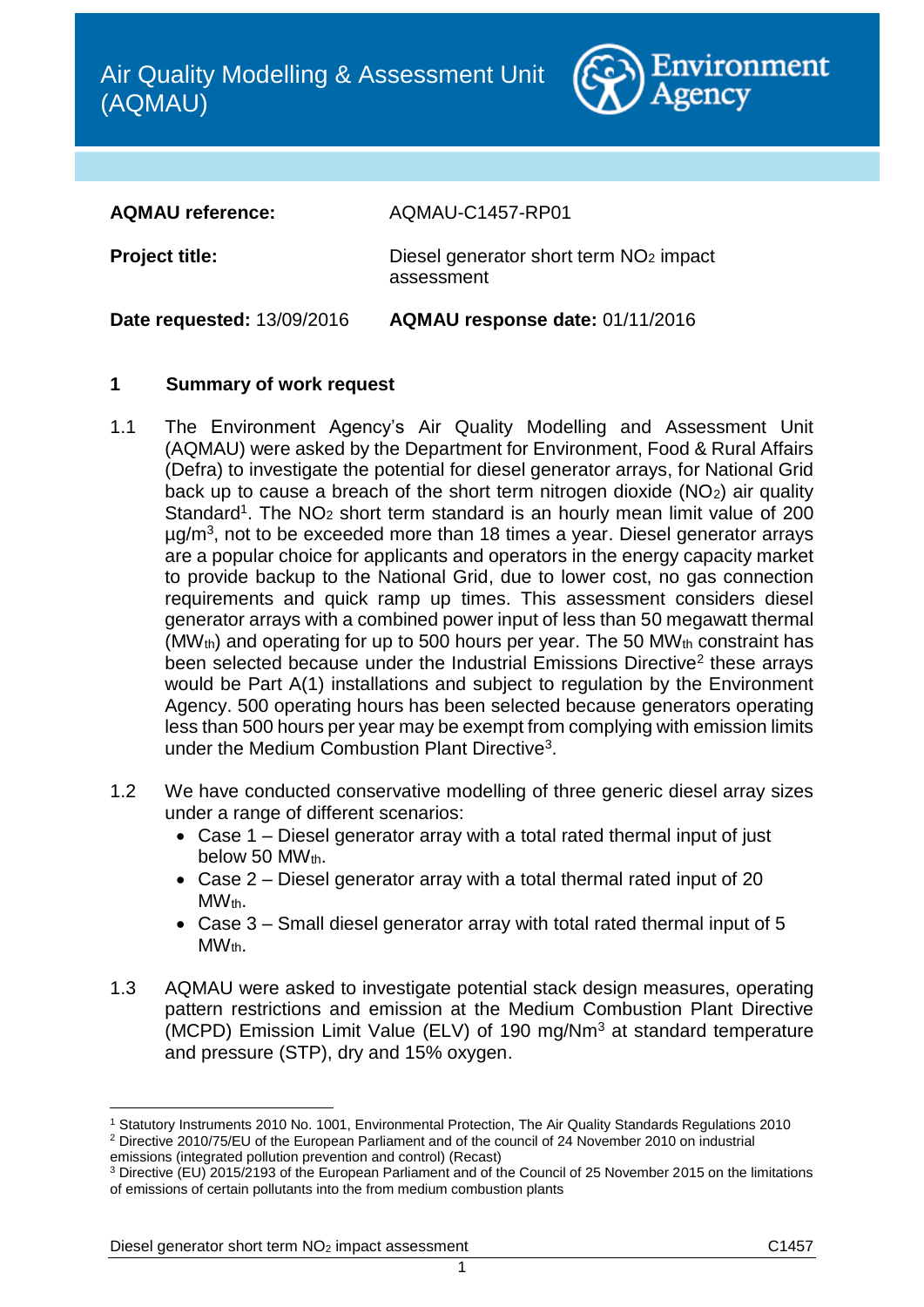# Air Quality Modelling & Assessment Unit (AQMAU)

Environment Agency

**AQMAU reference:** AQMAU-C1457-RP01

**Project title:** Diesel generator short term $NO_2$ impact assessment

**Date requested:** 13/09/2016 **AQMAU response date:** 01/11/2016

## 1 Summary of work request

1.1 The Environment Agency's Air Quality Modelling and Assessment Unit (AQMAU) were asked by the Department for Environment, Food & Rural Affairs (Defra) to investigate the potential for diesel generator arrays, for National Grid back up to cause a breach of the short term nitrogen dioxide ($NO_2$) air quality Standard[1]. The $NO_2$ short term standard is an hourly mean limit value of 200 µg/m$^3$, not to be exceeded more than 18 times a year. Diesel generator arrays are a popular choice for applicants and operators in the energy capacity market to provide backup to the National Grid, due to lower cost, no gas connection requirements and quick ramp up times. This assessment considers diesel generator arrays with a combined power input of less than 50 megawatt thermal ($MW_{th}$) and operating for up to 500 hours per year. The 50 $MW_{th}$ constraint has been selected because under the Industrial Emissions Directive[2] these arrays would be Part A(1) installations and subject to regulation by the Environment Agency. 500 operating hours has been selected because generators operating less than 500 hours per year may be exempt from complying with emission limits under the Medium Combustion Plant Directive[3].

1.2 We have conducted conservative modelling of three generic diesel array sizes under a range of different scenarios:

- Case 1 – Diesel generator array with a total rated thermal input of just below 50 $MW_{th}$.
- Case 2 – Diesel generator array with a total thermal rated input of 20 $MW_{th}$.
- Case 3 – Small diesel generator array with total rated thermal input of 5 $MW_{th}$.

1.3 AQMAU were asked to investigate potential stack design measures, operating pattern restrictions and emission at the Medium Combustion Plant Directive (MCPD) Emission Limit Value (ELV) of 190 mg/Nm$^3$ at standard temperature and pressure (STP), dry and 15% oxygen.

---

[1] Statutory Instruments 2010 No. 1001, Environmental Protection, The Air Quality Standards Regulations 2010

[2] Directive 2010/75/EU of the European Parliament and of the council of 24 November 2010 on industrial emissions (integrated pollution prevention and control) (Recast)

[3] Directive (EU) 2015/2193 of the European Parliament and of the Council of 25 November 2015 on the limitations of emissions of certain pollutants into the from medium combustion plants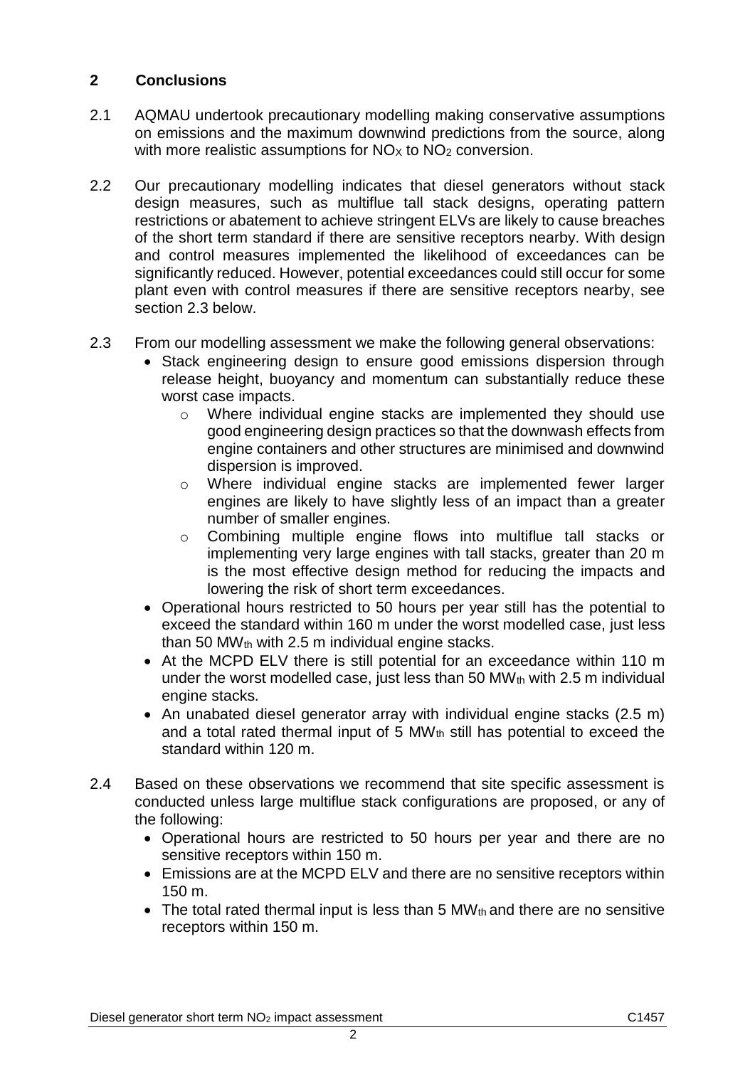## 2 Conclusions

2.1 AQMAU undertook precautionary modelling making conservative assumptions on emissions and the maximum downwind predictions from the source, along with more realistic assumptions for $NO_X$ to $NO_2$ conversion.

2.2 Our precautionary modelling indicates that diesel generators without stack design measures, such as multiflue tall stack designs, operating pattern restrictions or abatement to achieve stringent ELVs are likely to cause breaches of the short term standard if there are sensitive receptors nearby. With design and control measures implemented the likelihood of exceedances can be significantly reduced. However, potential exceedances could still occur for some plant even with control measures if there are sensitive receptors nearby, see section 2.3 below.

2.3 From our modelling assessment we make the following general observations:

- Stack engineering design to ensure good emissions dispersion through release height, buoyancy and momentum can substantially reduce these worst case impacts.
  - Where individual engine stacks are implemented they should use good engineering design practices so that the downwash effects from engine containers and other structures are minimised and downwind dispersion is improved.
  - Where individual engine stacks are implemented fewer larger engines are likely to have slightly less of an impact than a greater number of smaller engines.
  - Combining multiple engine flows into multiflue tall stacks or implementing very large engines with tall stacks, greater than 20 m is the most effective design method for reducing the impacts and lowering the risk of short term exceedances.
- Operational hours restricted to 50 hours per year still has the potential to exceed the standard within 160 m under the worst modelled case, just less than 50 $MW_{th}$ with 2.5 m individual engine stacks.
- At the MCPD ELV there is still potential for an exceedance within 110 m under the worst modelled case, just less than 50 $MW_{th}$ with 2.5 m individual engine stacks.
- An unabated diesel generator array with individual engine stacks (2.5 m) and a total rated thermal input of 5 $MW_{th}$ still has potential to exceed the standard within 120 m.

2.4 Based on these observations we recommend that site specific assessment is conducted unless large multiflue stack configurations are proposed, or any of the following:

- Operational hours are restricted to 50 hours per year and there are no sensitive receptors within 150 m.
- Emissions are at the MCPD ELV and there are no sensitive receptors within 150 m.
- The total rated thermal input is less than 5 $MW_{th}$ and there are no sensitive receptors within 150 m.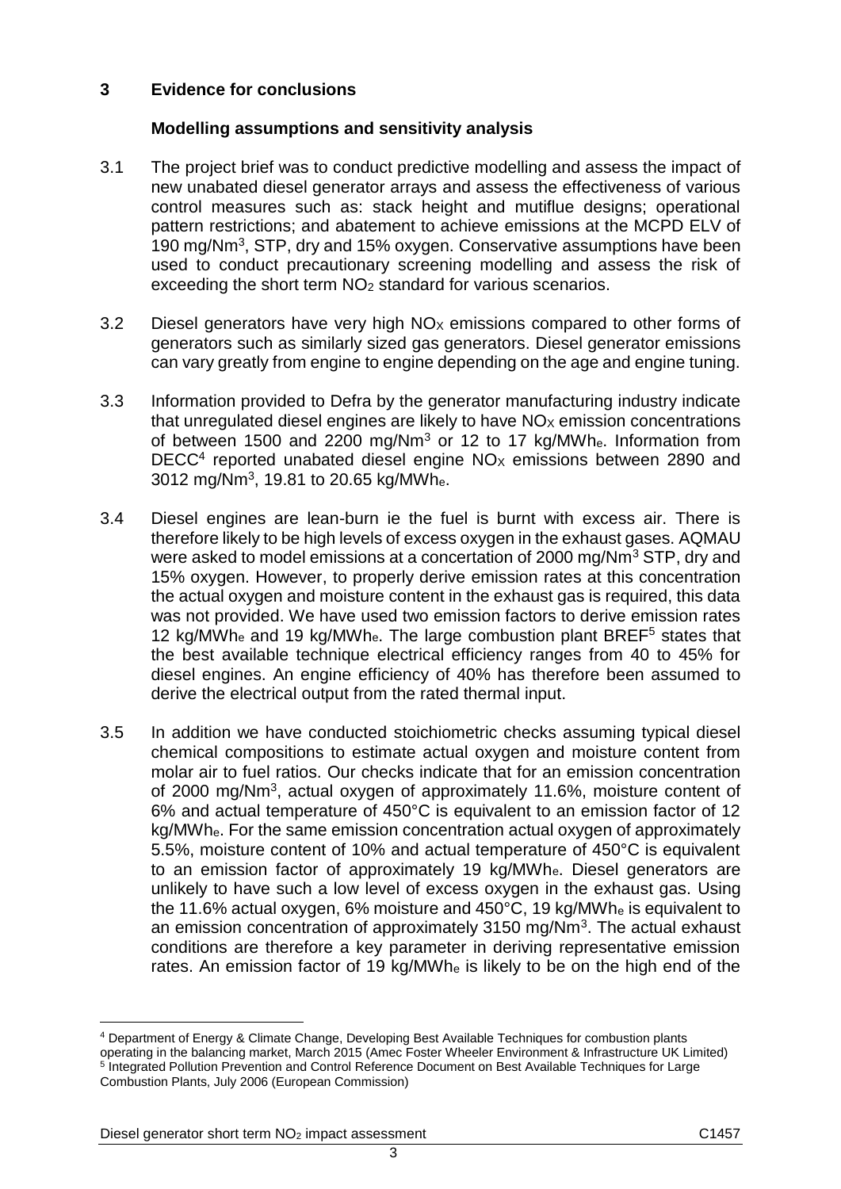## 3 Evidence for conclusions

### Modelling assumptions and sensitivity analysis

3.1 The project brief was to conduct predictive modelling and assess the impact of new unabated diesel generator arrays and assess the effectiveness of various control measures such as: stack height and mutiflue designs; operational pattern restrictions; and abatement to achieve emissions at the MCPD ELV of 190 mg/Nm$^3$, STP, dry and 15% oxygen. Conservative assumptions have been used to conduct precautionary screening modelling and assess the risk of exceeding the short term $NO_2$ standard for various scenarios.

3.2 Diesel generators have very high $NO_X$ emissions compared to other forms of generators such as similarly sized gas generators. Diesel generator emissions can vary greatly from engine to engine depending on the age and engine tuning.

3.3 Information provided to Defra by the generator manufacturing industry indicate that unregulated diesel engines are likely to have $NO_X$ emission concentrations of between 1500 and 2200 mg/Nm$^3$ or 12 to 17 kg/MWh$_e$. Information from DECC[4] reported unabated diesel engine $NO_X$ emissions between 2890 and 3012 mg/Nm$^3$, 19.81 to 20.65 kg/MWh$_e$.

3.4 Diesel engines are lean-burn ie the fuel is burnt with excess air. There is therefore likely to be high levels of excess oxygen in the exhaust gases. AQMAU were asked to model emissions at a concertation of 2000 mg/Nm$^3$ STP, dry and 15% oxygen. However, to properly derive emission rates at this concentration the actual oxygen and moisture content in the exhaust gas is required, this data was not provided. We have used two emission factors to derive emission rates 12 kg/MWh$_e$ and 19 kg/MWh$_e$. The large combustion plant BREF[5] states that the best available technique electrical efficiency ranges from 40 to 45% for diesel engines. An engine efficiency of 40% has therefore been assumed to derive the electrical output from the rated thermal input.

3.5 In addition we have conducted stoichiometric checks assuming typical diesel chemical compositions to estimate actual oxygen and moisture content from molar air to fuel ratios. Our checks indicate that for an emission concentration of 2000 mg/Nm$^3$, actual oxygen of approximately 11.6%, moisture content of 6% and actual temperature of 450°C is equivalent to an emission factor of 12 kg/MWh$_e$. For the same emission concentration actual oxygen of approximately 5.5%, moisture content of 10% and actual temperature of 450°C is equivalent to an emission factor of approximately 19 kg/MWh$_e$. Diesel generators are unlikely to have such a low level of excess oxygen in the exhaust gas. Using the 11.6% actual oxygen, 6% moisture and 450°C, 19 kg/MWh$_e$ is equivalent to an emission concentration of approximately 3150 mg/Nm$^3$. The actual exhaust conditions are therefore a key parameter in deriving representative emission rates. An emission factor of 19 kg/MWh$_e$ is likely to be on the high end of the

[4] Department of Energy & Climate Change, Developing Best Available Techniques for combustion plants operating in the balancing market, March 2015 (Amec Foster Wheeler Environment & Infrastructure UK Limited)

[5] Integrated Pollution Prevention and Control Reference Document on Best Available Techniques for Large Combustion Plants, July 2006 (European Commission)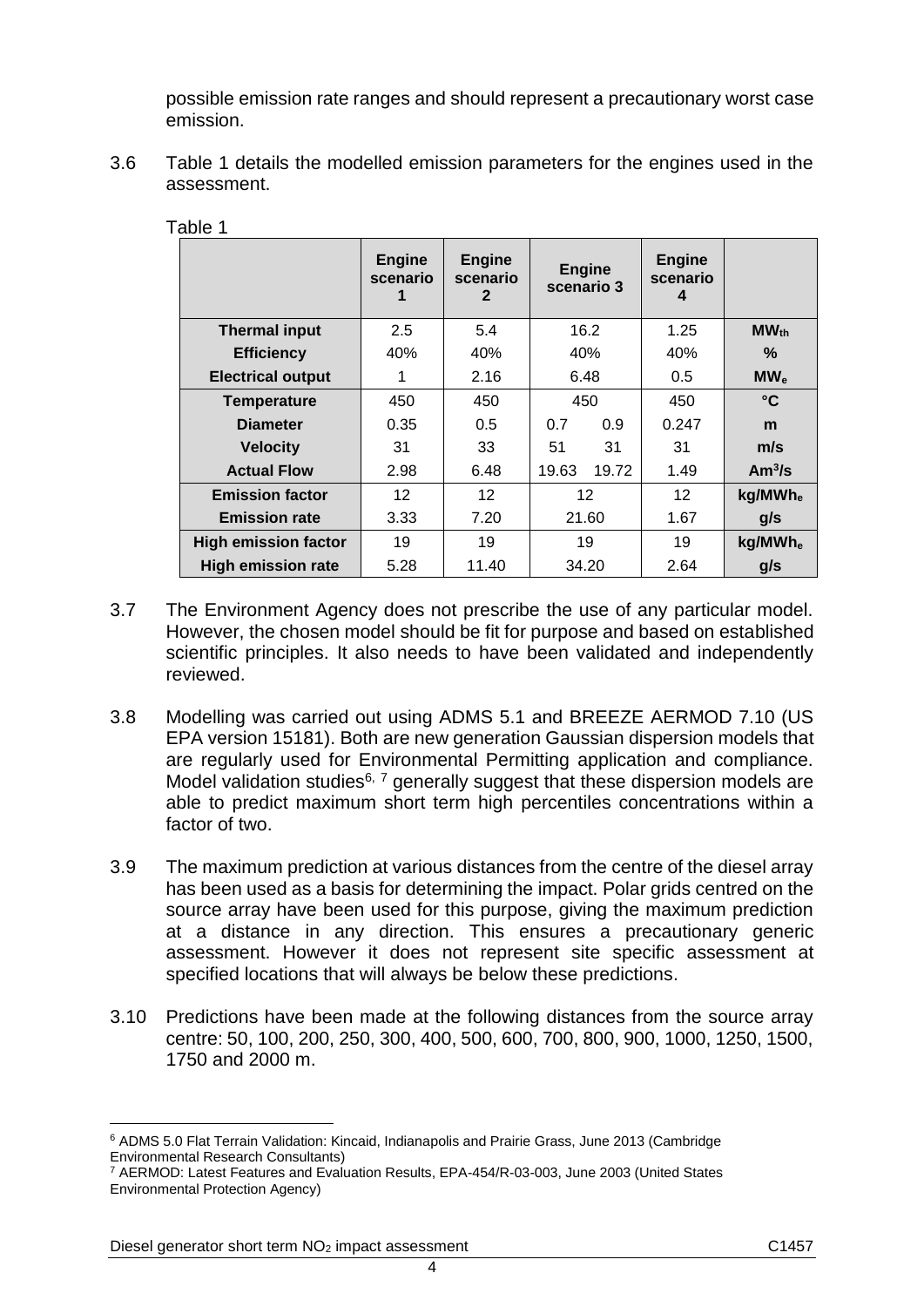possible emission rate ranges and should represent a precautionary worst case emission.

3.6 Table 1 details the modelled emission parameters for the engines used in the assessment.

Table 1

| | Engine scenario 1 | Engine scenario 2 | Engine scenario 3 | | Engine scenario 4 | |
|---|---|---|---|---|---|---|
| **Thermal input** | 2.5 | 5.4 | 16.2 | | 1.25 | $MW_{th}$ |
| **Efficiency** | 40% | 40% | 40% | | 40% | **%** |
| **Electrical output** | 1 | 2.16 | 6.48 | | 0.5 | $MW_e$ |
| **Temperature** | 450 | 450 | 450 | | 450 | **°C** |
| **Diameter** | 0.35 | 0.5 | 0.7 | 0.9 | 0.247 | **m** |
| **Velocity** | 31 | 33 | 51 | 31 | 31 | **m/s** |
| **Actual Flow** | 2.98 | 6.48 | 19.63 | 19.72 | 1.49 | $Am^3/s$ |
| **Emission factor** | 12 | 12 | 12 | | 12 | $kg/MWh_e$ |
| **Emission rate** | 3.33 | 7.20 | 21.60 | | 1.67 | **g/s** |
| **High emission factor** | 19 | 19 | 19 | | 19 | $kg/MWh_e$ |
| **High emission rate** | 5.28 | 11.40 | 34.20 | | 2.64 | **g/s** |

3.7 The Environment Agency does not prescribe the use of any particular model. However, the chosen model should be fit for purpose and based on established scientific principles. It also needs to have been validated and independently reviewed.

3.8 Modelling was carried out using ADMS 5.1 and BREEZE AERMOD 7.10 (US EPA version 15181). Both are new generation Gaussian dispersion models that are regularly used for Environmental Permitting application and compliance. Model validation studies[6, 7] generally suggest that these dispersion models are able to predict maximum short term high percentiles concentrations within a factor of two.

3.9 The maximum prediction at various distances from the centre of the diesel array has been used as a basis for determining the impact. Polar grids centred on the source array have been used for this purpose, giving the maximum prediction at a distance in any direction. This ensures a precautionary generic assessment. However it does not represent site specific assessment at specified locations that will always be below these predictions.

3.10 Predictions have been made at the following distances from the source array centre: 50, 100, 200, 250, 300, 400, 500, 600, 700, 800, 900, 1000, 1250, 1500, 1750 and 2000 m.

---

[6] ADMS 5.0 Flat Terrain Validation: Kincaid, Indianapolis and Prairie Grass, June 2013 (Cambridge Environmental Research Consultants)

[7] AERMOD: Latest Features and Evaluation Results, EPA-454/R-03-003, June 2003 (United States Environmental Protection Agency)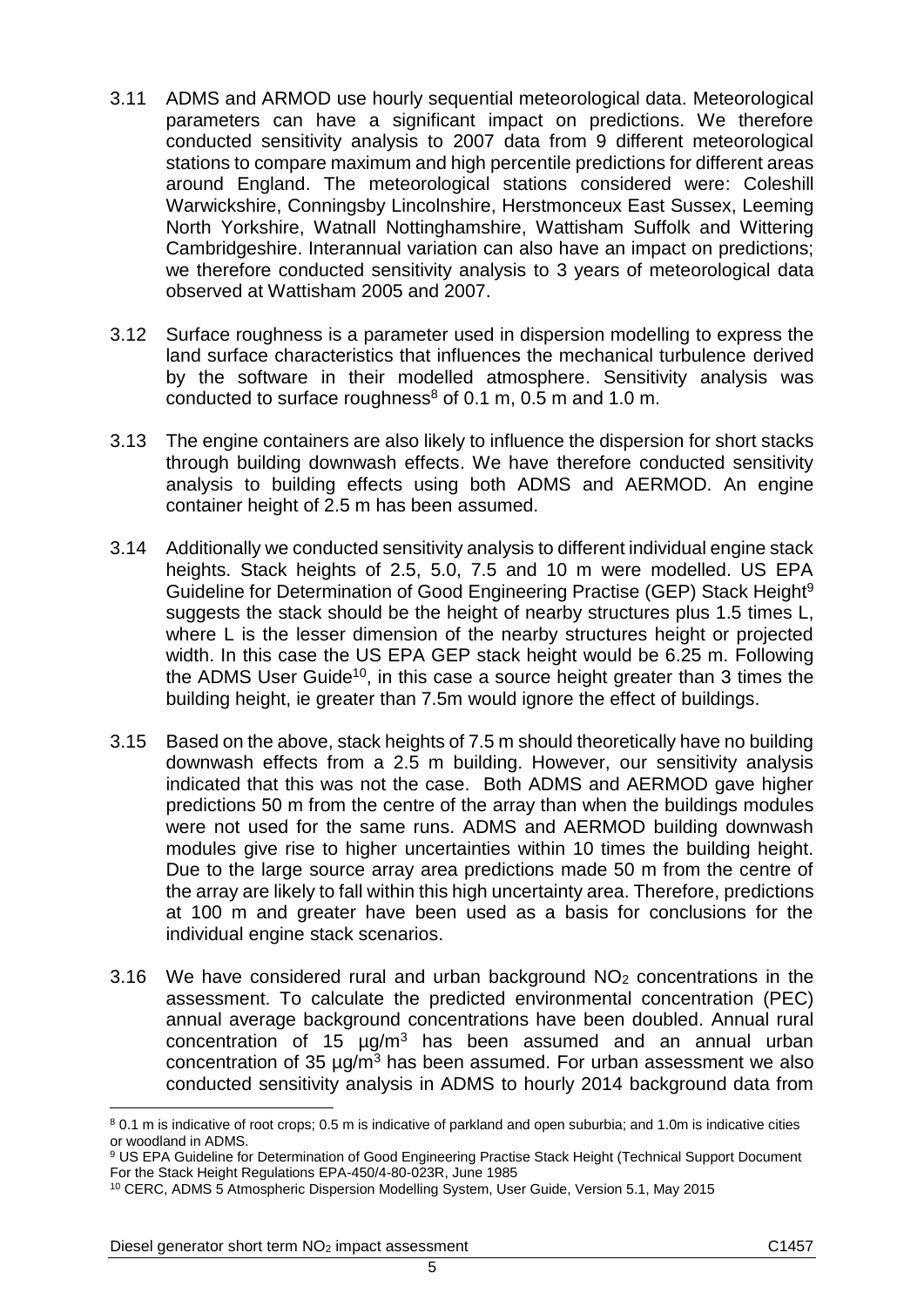3.11 ADMS and ARMOD use hourly sequential meteorological data. Meteorological parameters can have a significant impact on predictions. We therefore conducted sensitivity analysis to 2007 data from 9 different meteorological stations to compare maximum and high percentile predictions for different areas around England. The meteorological stations considered were: Coleshill Warwickshire, Conningsby Lincolnshire, Herstmonceux East Sussex, Leeming North Yorkshire, Watnall Nottinghamshire, Wattisham Suffolk and Wittering Cambridgeshire. Interannual variation can also have an impact on predictions; we therefore conducted sensitivity analysis to 3 years of meteorological data observed at Wattisham 2005 and 2007.

3.12 Surface roughness is a parameter used in dispersion modelling to express the land surface characteristics that influences the mechanical turbulence derived by the software in their modelled atmosphere. Sensitivity analysis was conducted to surface roughness[8] of 0.1 m, 0.5 m and 1.0 m.

3.13 The engine containers are also likely to influence the dispersion for short stacks through building downwash effects. We have therefore conducted sensitivity analysis to building effects using both ADMS and AERMOD. An engine container height of 2.5 m has been assumed.

3.14 Additionally we conducted sensitivity analysis to different individual engine stack heights. Stack heights of 2.5, 5.0, 7.5 and 10 m were modelled. US EPA Guideline for Determination of Good Engineering Practise (GEP) Stack Height[9] suggests the stack should be the height of nearby structures plus 1.5 times L, where L is the lesser dimension of the nearby structures height or projected width. In this case the US EPA GEP stack height would be 6.25 m. Following the ADMS User Guide[10], in this case a source height greater than 3 times the building height, ie greater than 7.5m would ignore the effect of buildings.

3.15 Based on the above, stack heights of 7.5 m should theoretically have no building downwash effects from a 2.5 m building. However, our sensitivity analysis indicated that this was not the case. Both ADMS and AERMOD gave higher predictions 50 m from the centre of the array than when the buildings modules were not used for the same runs. ADMS and AERMOD building downwash modules give rise to higher uncertainties within 10 times the building height. Due to the large source array area predictions made 50 m from the centre of the array are likely to fall within this high uncertainty area. Therefore, predictions at 100 m and greater have been used as a basis for conclusions for the individual engine stack scenarios.

3.16 We have considered rural and urban background $NO_2$ concentrations in the assessment. To calculate the predicted environmental concentration (PEC) annual average background concentrations have been doubled. Annual rural concentration of 15 µg/m$^3$ has been assumed and an annual urban concentration of 35 µg/m$^3$ has been assumed. For urban assessment we also conducted sensitivity analysis in ADMS to hourly 2014 background data from

[8] 0.1 m is indicative of root crops; 0.5 m is indicative of parkland and open suburbia; and 1.0m is indicative cities or woodland in ADMS.

[9] US EPA Guideline for Determination of Good Engineering Practise Stack Height (Technical Support Document For the Stack Height Regulations EPA-450/4-80-023R, June 1985

[10] CERC, ADMS 5 Atmospheric Dispersion Modelling System, User Guide, Version 5.1, May 2015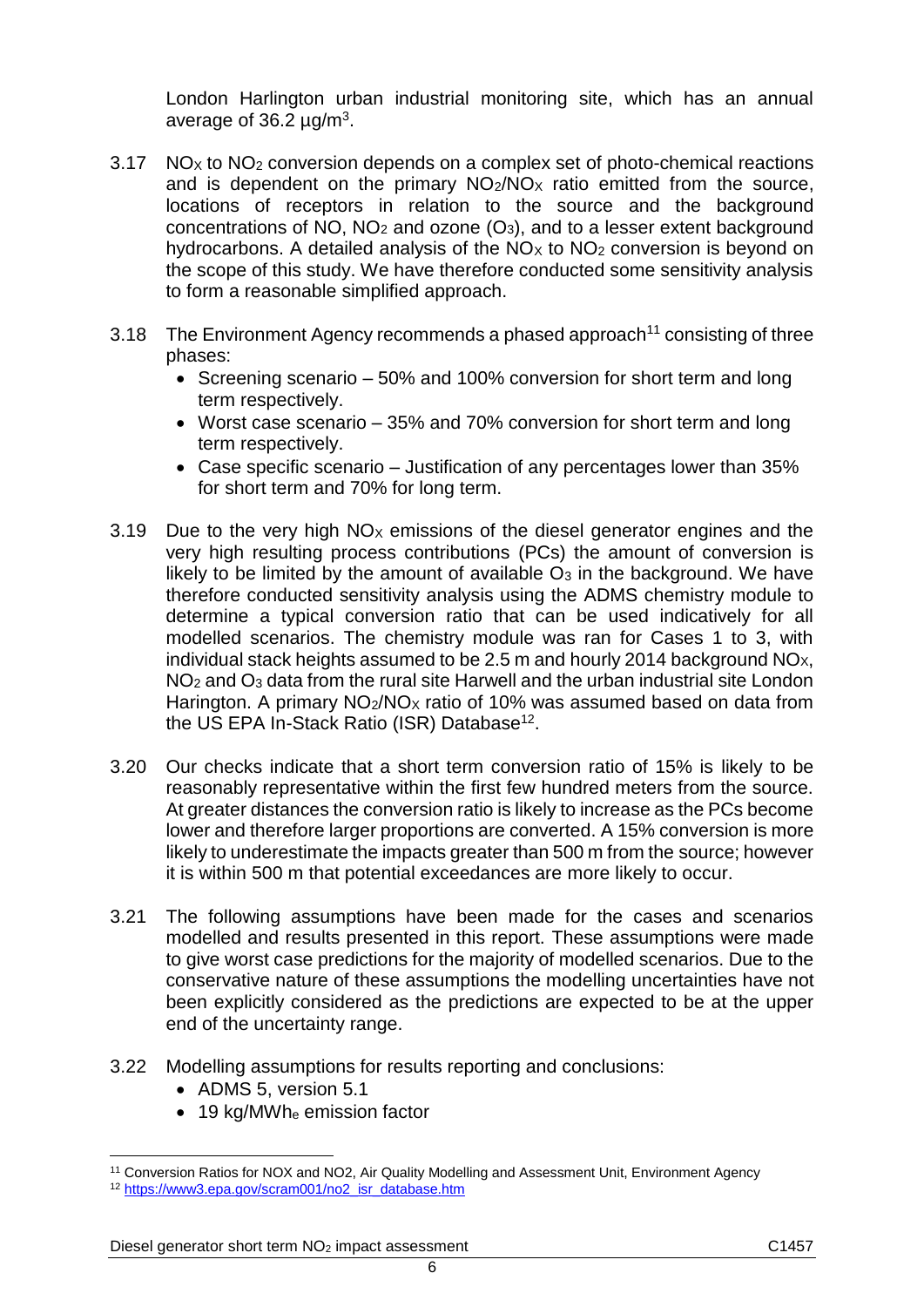London Harlington urban industrial monitoring site, which has an annual average of 36.2 µg/m$^3$.

3.17 $NO_X$ to $NO_2$ conversion depends on a complex set of photo-chemical reactions and is dependent on the primary $NO_2/NO_X$ ratio emitted from the source, locations of receptors in relation to the source and the background concentrations of NO, $NO_2$ and ozone ($O_3$), and to a lesser extent background hydrocarbons. A detailed analysis of the $NO_X$ to $NO_2$ conversion is beyond on the scope of this study. We have therefore conducted some sensitivity analysis to form a reasonable simplified approach.

3.18 The Environment Agency recommends a phased approach[11] consisting of three phases:

- Screening scenario – 50% and 100% conversion for short term and long term respectively.
- Worst case scenario – 35% and 70% conversion for short term and long term respectively.
- Case specific scenario – Justification of any percentages lower than 35% for short term and 70% for long term.

3.19 Due to the very high $NO_X$ emissions of the diesel generator engines and the very high resulting process contributions (PCs) the amount of conversion is likely to be limited by the amount of available $O_3$ in the background. We have therefore conducted sensitivity analysis using the ADMS chemistry module to determine a typical conversion ratio that can be used indicatively for all modelled scenarios. The chemistry module was ran for Cases 1 to 3, with individual stack heights assumed to be 2.5 m and hourly 2014 background $NO_X$, $NO_2$ and $O_3$ data from the rural site Harwell and the urban industrial site London Harington. A primary $NO_2/NO_X$ ratio of 10% was assumed based on data from the US EPA In-Stack Ratio (ISR) Database[12].

3.20 Our checks indicate that a short term conversion ratio of 15% is likely to be reasonably representative within the first few hundred meters from the source. At greater distances the conversion ratio is likely to increase as the PCs become lower and therefore larger proportions are converted. A 15% conversion is more likely to underestimate the impacts greater than 500 m from the source; however it is within 500 m that potential exceedances are more likely to occur.

3.21 The following assumptions have been made for the cases and scenarios modelled and results presented in this report. These assumptions were made to give worst case predictions for the majority of modelled scenarios. Due to the conservative nature of these assumptions the modelling uncertainties have not been explicitly considered as the predictions are expected to be at the upper end of the uncertainty range.

3.22 Modelling assumptions for results reporting and conclusions:

- ADMS 5, version 5.1
- 19 kg/MWh$_e$ emission factor

[11] Conversion Ratios for NOX and NO2, Air Quality Modelling and Assessment Unit, Environment Agency

[12] https://www3.epa.gov/scram001/no2_isr_database.htm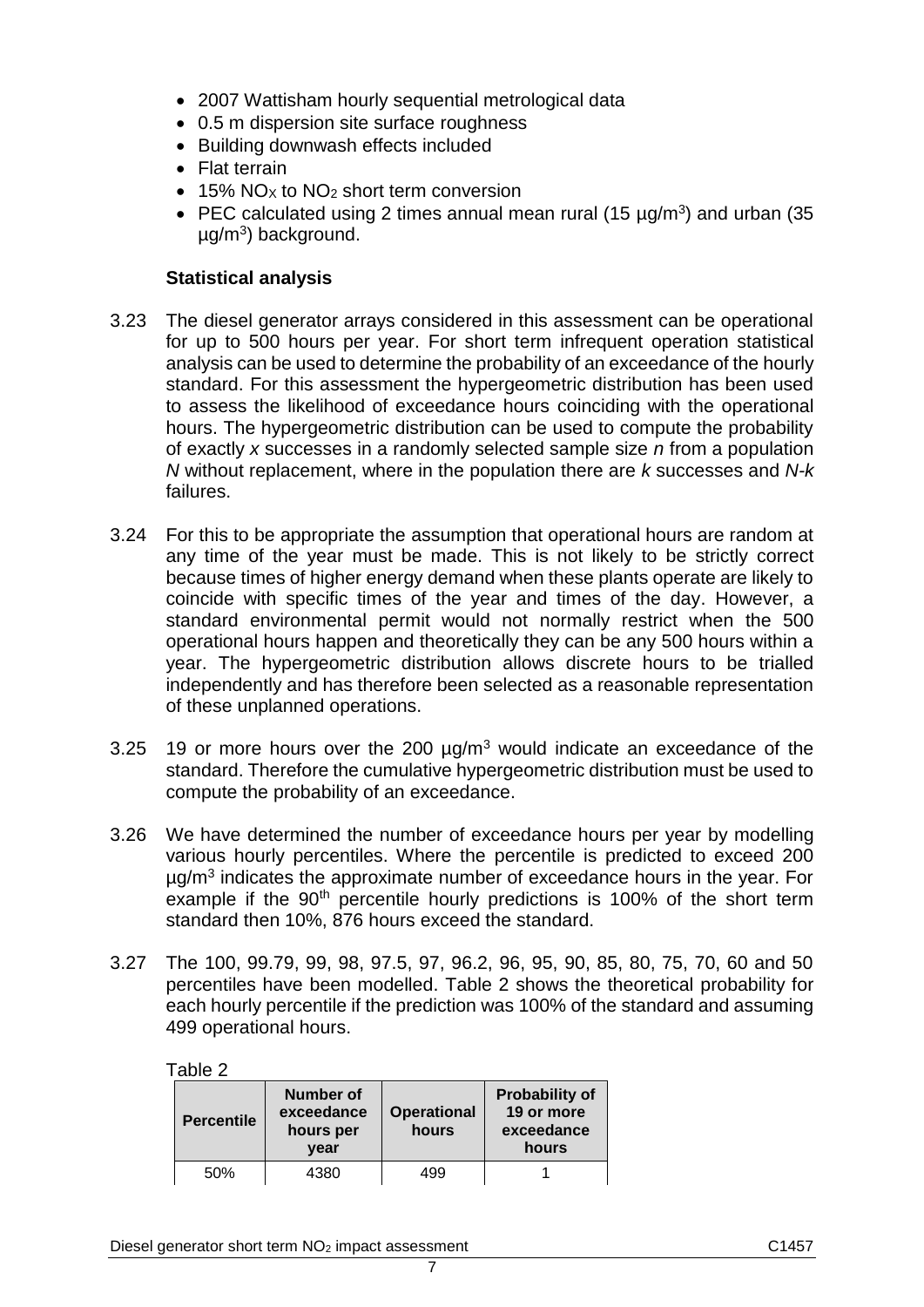- 2007 Wattisham hourly sequential metrological data
- 0.5 m dispersion site surface roughness
- Building downwash effects included
- Flat terrain
- 15% $NO_X$ to $NO_2$ short term conversion
- PEC calculated using 2 times annual mean rural (15 µg/m$^3$) and urban (35 µg/m$^3$) background.

**Statistical analysis**

3.23 The diesel generator arrays considered in this assessment can be operational for up to 500 hours per year. For short term infrequent operation statistical analysis can be used to determine the probability of an exceedance of the hourly standard. For this assessment the hypergeometric distribution has been used to assess the likelihood of exceedance hours coinciding with the operational hours. The hypergeometric distribution can be used to compute the probability of exactly *x* successes in a randomly selected sample size *n* from a population *N* without replacement, where in the population there are *k* successes and *N-k* failures.

3.24 For this to be appropriate the assumption that operational hours are random at any time of the year must be made. This is not likely to be strictly correct because times of higher energy demand when these plants operate are likely to coincide with specific times of the year and times of the day. However, a standard environmental permit would not normally restrict when the 500 operational hours happen and theoretically they can be any 500 hours within a year. The hypergeometric distribution allows discrete hours to be trialled independently and has therefore been selected as a reasonable representation of these unplanned operations.

3.25 19 or more hours over the 200 µg/m$^3$ would indicate an exceedance of the standard. Therefore the cumulative hypergeometric distribution must be used to compute the probability of an exceedance.

3.26 We have determined the number of exceedance hours per year by modelling various hourly percentiles. Where the percentile is predicted to exceed 200 µg/m$^3$ indicates the approximate number of exceedance hours in the year. For example if the 90$^{th}$ percentile hourly predictions is 100% of the short term standard then 10%, 876 hours exceed the standard.

3.27 The 100, 99.79, 99, 98, 97.5, 97, 96.2, 96, 95, 90, 85, 80, 75, 70, 60 and 50 percentiles have been modelled. Table 2 shows the theoretical probability for each hourly percentile if the prediction was 100% of the standard and assuming 499 operational hours.

Table 2

| Percentile | Number of exceedance hours per year | Operational hours | Probability of 19 or more exceedance hours |
|---|---|---|---|
| 50% | 4380 | 499 | 1 |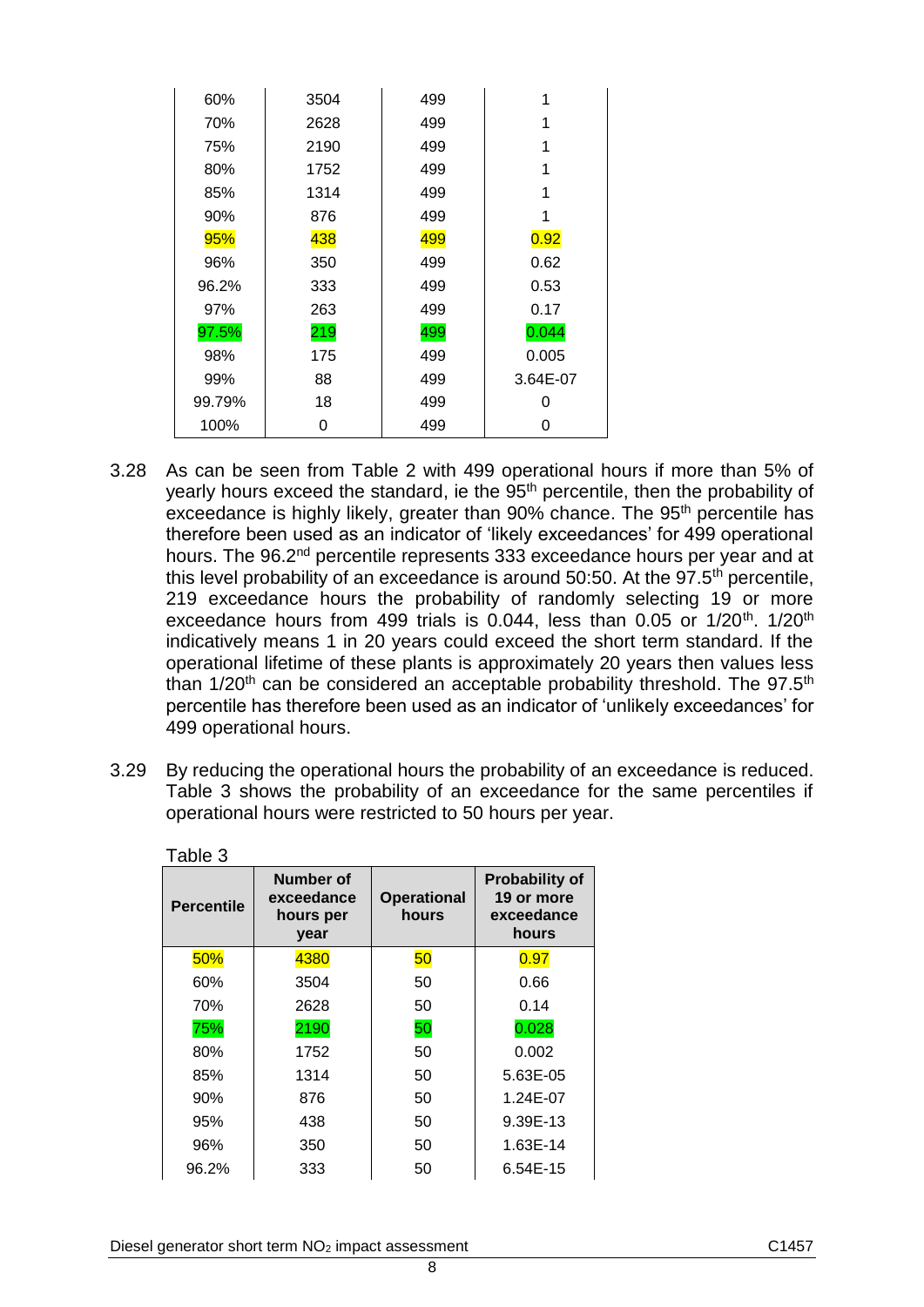| | | | |
|---|---|---|---|
| 60% | 3504 | 499 | 1 |
| 70% | 2628 | 499 | 1 |
| 75% | 2190 | 499 | 1 |
| 80% | 1752 | 499 | 1 |
| 85% | 1314 | 499 | 1 |
| 90% | 876 | 499 | 1 |
| 95% | 438 | 499 | 0.92 |
| 96% | 350 | 499 | 0.62 |
| 96.2% | 333 | 499 | 0.53 |
| 97% | 263 | 499 | 0.17 |
| 97.5% | 219 | 499 | 0.044 |
| 98% | 175 | 499 | 0.005 |
| 99% | 88 | 499 | 3.64E-07 |
| 99.79% | 18 | 499 | 0 |
| 100% | 0 | 499 | 0 |

3.28 As can be seen from Table 2 with 499 operational hours if more than 5% of yearly hours exceed the standard, ie the 95th percentile, then the probability of exceedance is highly likely, greater than 90% chance. The 95th percentile has therefore been used as an indicator of 'likely exceedances' for 499 operational hours. The 96.2nd percentile represents 333 exceedance hours per year and at this level probability of an exceedance is around 50:50. At the 97.5th percentile, 219 exceedance hours the probability of randomly selecting 19 or more exceedance hours from 499 trials is 0.044, less than 0.05 or 1/20th. 1/20th indicatively means 1 in 20 years could exceed the short term standard. If the operational lifetime of these plants is approximately 20 years then values less than 1/20th can be considered an acceptable probability threshold. The 97.5th percentile has therefore been used as an indicator of 'unlikely exceedances' for 499 operational hours.

3.29 By reducing the operational hours the probability of an exceedance is reduced. Table 3 shows the probability of an exceedance for the same percentiles if operational hours were restricted to 50 hours per year.

Table 3

| Percentile | Number of exceedance hours per year | Operational hours | Probability of 19 or more exceedance hours |
|---|---|---|---|
| 50% | 4380 | 50 | 0.97 |
| 60% | 3504 | 50 | 0.66 |
| 70% | 2628 | 50 | 0.14 |
| 75% | 2190 | 50 | 0.028 |
| 80% | 1752 | 50 | 0.002 |
| 85% | 1314 | 50 | 5.63E-05 |
| 90% | 876 | 50 | 1.24E-07 |
| 95% | 438 | 50 | 9.39E-13 |
| 96% | 350 | 50 | 1.63E-14 |
| 96.2% | 333 | 50 | 6.54E-15 |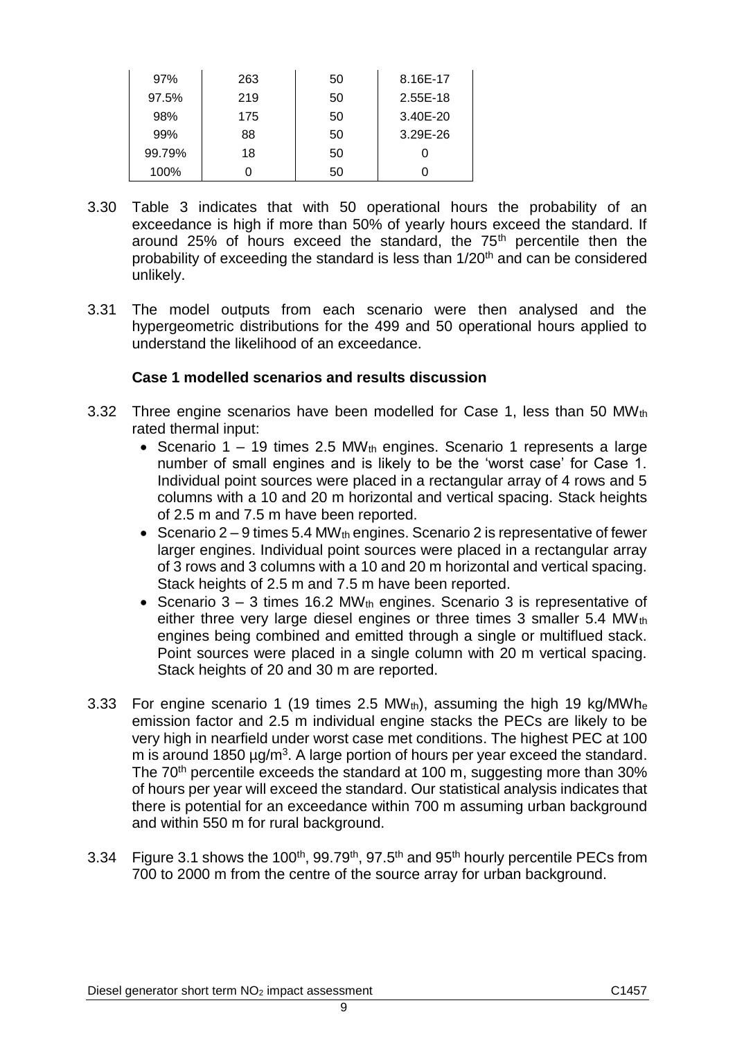| | | | |
|---|---|---|---|
| 97% | 263 | 50 | 8.16E-17 |
| 97.5% | 219 | 50 | 2.55E-18 |
| 98% | 175 | 50 | 3.40E-20 |
| 99% | 88 | 50 | 3.29E-26 |
| 99.79% | 18 | 50 | 0 |
| 100% | 0 | 50 | 0 |

3.30 Table 3 indicates that with 50 operational hours the probability of an exceedance is high if more than 50% of yearly hours exceed the standard. If around 25% of hours exceed the standard, the 75th percentile then the probability of exceeding the standard is less than 1/20th and can be considered unlikely.

3.31 The model outputs from each scenario were then analysed and the hypergeometric distributions for the 499 and 50 operational hours applied to understand the likelihood of an exceedance.

**Case 1 modelled scenarios and results discussion**

3.32 Three engine scenarios have been modelled for Case 1, less than 50 $MW_{th}$ rated thermal input:

- Scenario 1 – 19 times 2.5 $MW_{th}$ engines. Scenario 1 represents a large number of small engines and is likely to be the 'worst case' for Case 1. Individual point sources were placed in a rectangular array of 4 rows and 5 columns with a 10 and 20 m horizontal and vertical spacing. Stack heights of 2.5 m and 7.5 m have been reported.
- Scenario 2 – 9 times 5.4 $MW_{th}$ engines. Scenario 2 is representative of fewer larger engines. Individual point sources were placed in a rectangular array of 3 rows and 3 columns with a 10 and 20 m horizontal and vertical spacing. Stack heights of 2.5 m and 7.5 m have been reported.
- Scenario 3 – 3 times 16.2 $MW_{th}$ engines. Scenario 3 is representative of either three very large diesel engines or three times 3 smaller 5.4 $MW_{th}$ engines being combined and emitted through a single or multiflued stack. Point sources were placed in a single column with 20 m vertical spacing. Stack heights of 20 and 30 m are reported.

3.33 For engine scenario 1 (19 times 2.5 $MW_{th}$), assuming the high 19 kg/$MWh_e$ emission factor and 2.5 m individual engine stacks the PECs are likely to be very high in nearfield under worst case met conditions. The highest PEC at 100 m is around 1850 µg/m$^3$. A large portion of hours per year exceed the standard. The 70th percentile exceeds the standard at 100 m, suggesting more than 30% of hours per year will exceed the standard. Our statistical analysis indicates that there is potential for an exceedance within 700 m assuming urban background and within 550 m for rural background.

3.34 Figure 3.1 shows the 100th, 99.79th, 97.5th and 95th hourly percentile PECs from 700 to 2000 m from the centre of the source array for urban background.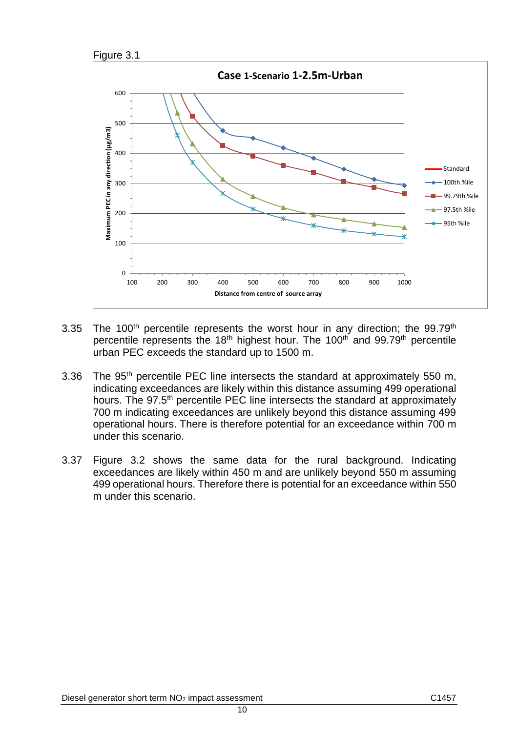Figure 3.1

**Case 1-Scenario 1-2.5m-Urban**

3.35 The 100th percentile represents the worst hour in any direction; the 99.79th percentile represents the 18th highest hour. The 100th and 99.79th percentile urban PEC exceeds the standard up to 1500 m.

3.36 The 95th percentile PEC line intersects the standard at approximately 550 m, indicating exceedances are likely within this distance assuming 499 operational hours. The 97.5th percentile PEC line intersects the standard at approximately 700 m indicating exceedances are unlikely beyond this distance assuming 499 operational hours. There is therefore potential for an exceedance within 700 m under this scenario.

3.37 Figure 3.2 shows the same data for the rural background. Indicating exceedances are likely within 450 m and are unlikely beyond 550 m assuming 499 operational hours. Therefore there is potential for an exceedance within 550 m under this scenario.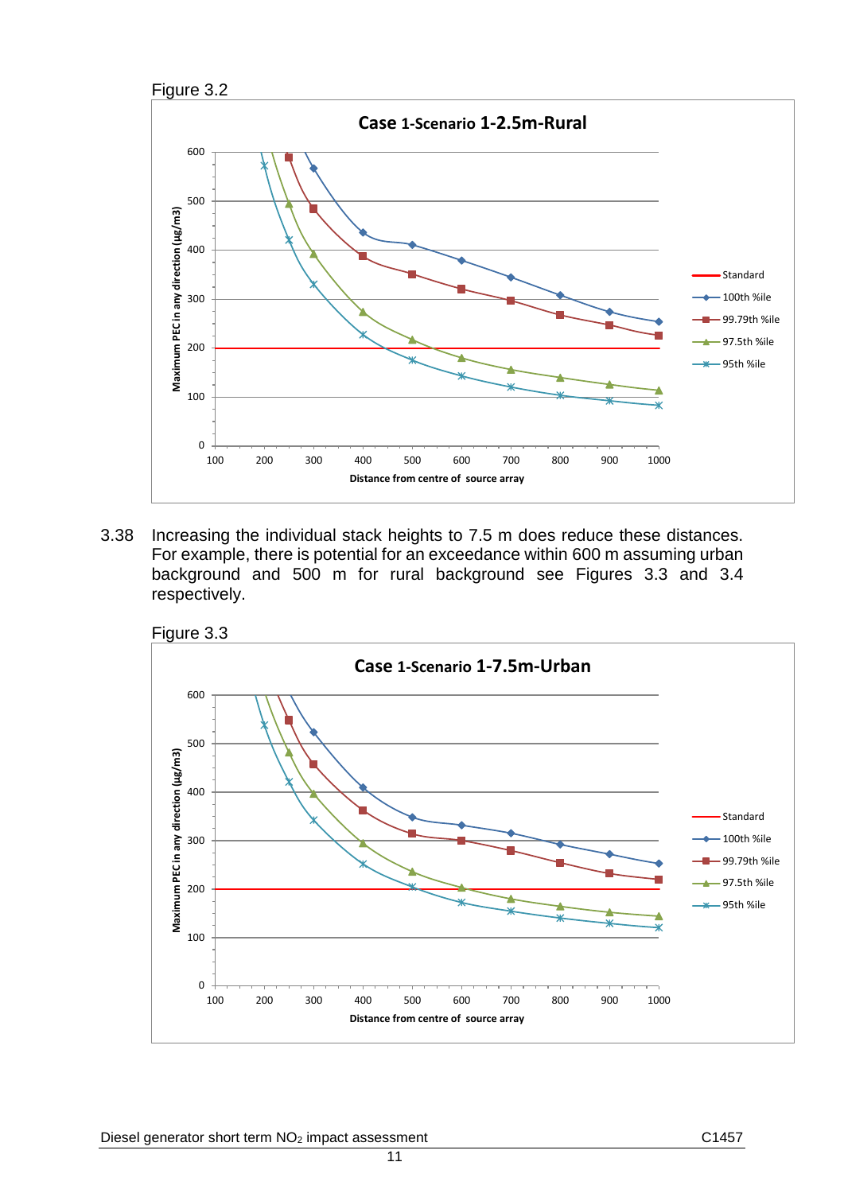Figure 3.2

Case 1-Scenario 1-2.5m-Rural

3.38 Increasing the individual stack heights to 7.5 m does reduce these distances. For example, there is potential for an exceedance within 600 m assuming urban background and 500 m for rural background see Figures 3.3 and 3.4 respectively.

Figure 3.3

Case 1-Scenario 1-7.5m-Urban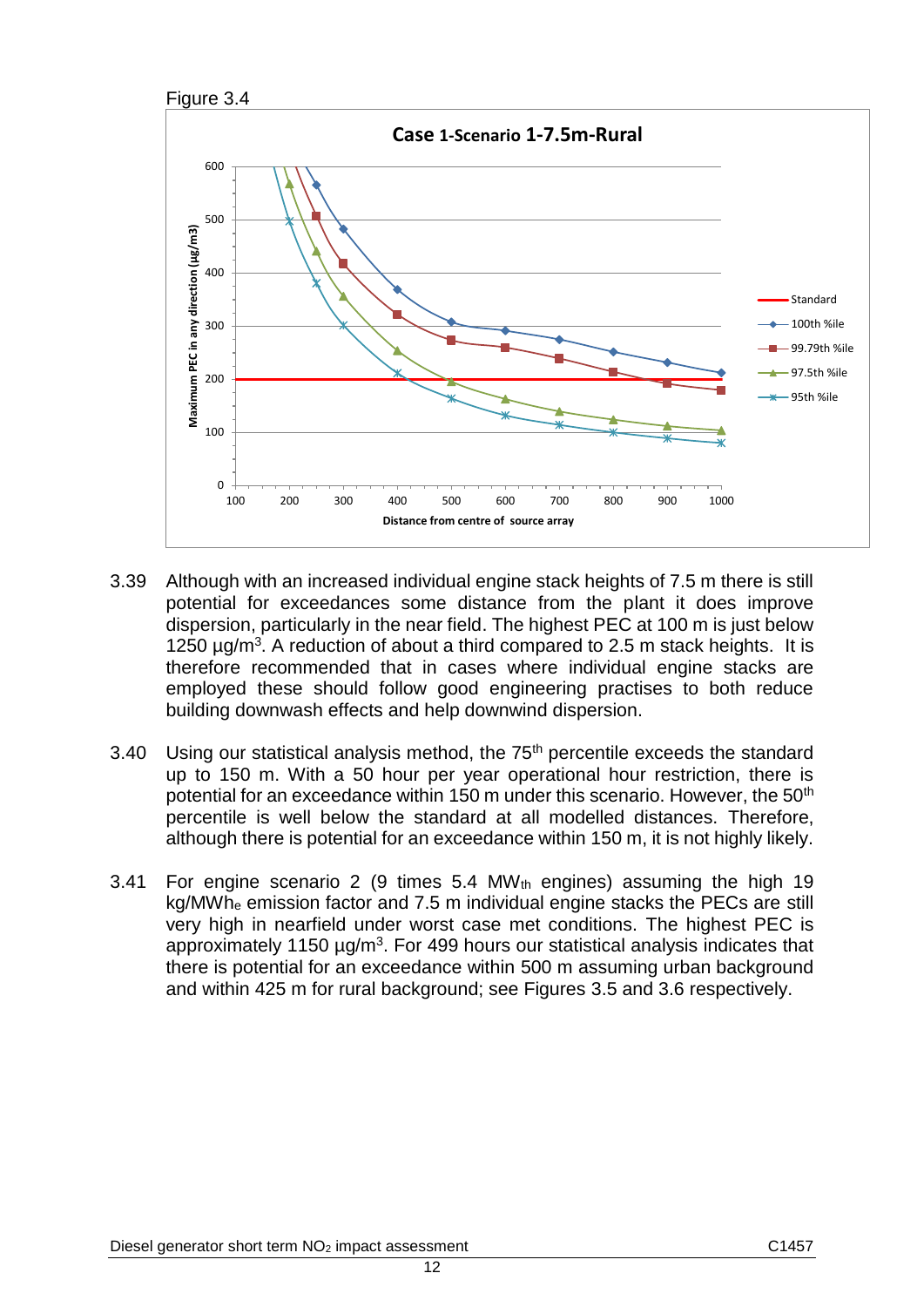Figure 3.4

**Case 1-Scenario 1-7.5m-Rural**

Maximum PEC in any direction (µg/m3)

Distance from centre of source array

Legend: Standard; 100th %ile; 99.79th %ile; 97.5th %ile; 95th %ile

3.39 Although with an increased individual engine stack heights of 7.5 m there is still potential for exceedances some distance from the plant it does improve dispersion, particularly in the near field. The highest PEC at 100 m is just below 1250 µg/m$^3$. A reduction of about a third compared to 2.5 m stack heights. It is therefore recommended that in cases where individual engine stacks are employed these should follow good engineering practises to both reduce building downwash effects and help downwind dispersion.

3.40 Using our statistical analysis method, the 75$^{th}$ percentile exceeds the standard up to 150 m. With a 50 hour per year operational hour restriction, there is potential for an exceedance within 150 m under this scenario. However, the 50$^{th}$ percentile is well below the standard at all modelled distances. Therefore, although there is potential for an exceedance within 150 m, it is not highly likely.

3.41 For engine scenario 2 (9 times 5.4 $MW_{th}$ engines) assuming the high 19 $kg/MWh_e$ emission factor and 7.5 m individual engine stacks the PECs are still very high in nearfield under worst case met conditions. The highest PEC is approximately 1150 µg/m$^3$. For 499 hours our statistical analysis indicates that there is potential for an exceedance within 500 m assuming urban background and within 425 m for rural background; see Figures 3.5 and 3.6 respectively.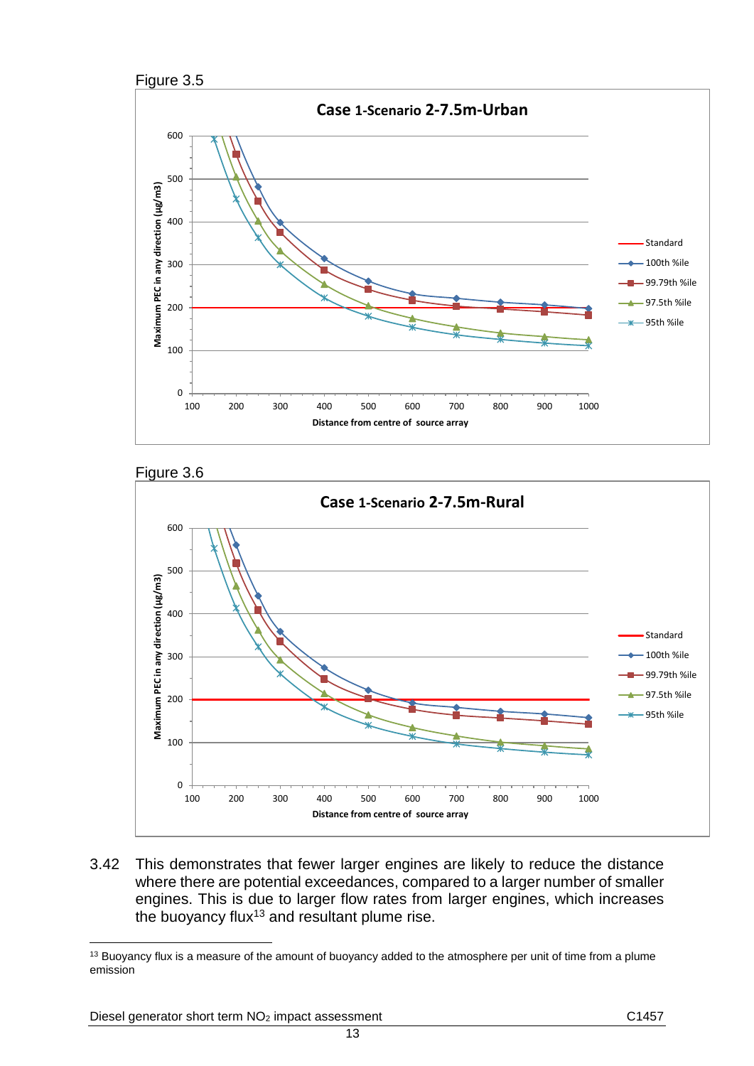Figure 3.5

**Case 1-Scenario 2-7.5m-Urban**

Figure 3.6

**Case 1-Scenario 2-7.5m-Rural**

3.42 This demonstrates that fewer larger engines are likely to reduce the distance where there are potential exceedances, compared to a larger number of smaller engines. This is due to larger flow rates from larger engines, which increases the buoyancy flux[13] and resultant plume rise.

---

[13] Buoyancy flux is a measure of the amount of buoyancy added to the atmosphere per unit of time from a plume emission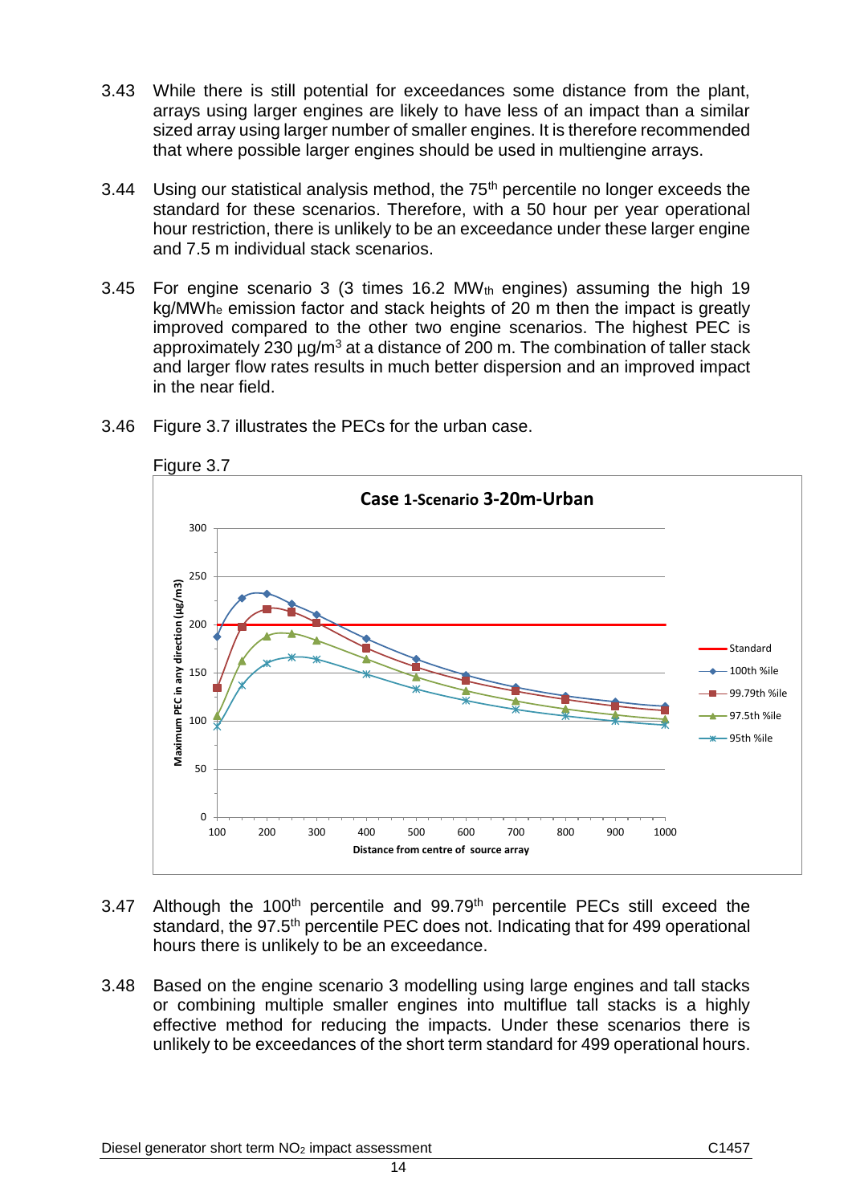3.43 While there is still potential for exceedances some distance from the plant, arrays using larger engines are likely to have less of an impact than a similar sized array using larger number of smaller engines. It is therefore recommended that where possible larger engines should be used in multiengine arrays.

3.44 Using our statistical analysis method, the 75th percentile no longer exceeds the standard for these scenarios. Therefore, with a 50 hour per year operational hour restriction, there is unlikely to be an exceedance under these larger engine and 7.5 m individual stack scenarios.

3.45 For engine scenario 3 (3 times 16.2 $MW_{th}$ engines) assuming the high 19 $kg/MWh_e$ emission factor and stack heights of 20 m then the impact is greatly improved compared to the other two engine scenarios. The highest PEC is approximately 230 $\mu g/m^3$ at a distance of 200 m. The combination of taller stack and larger flow rates results in much better dispersion and an improved impact in the near field.

3.46 Figure 3.7 illustrates the PECs for the urban case.

Figure 3.7

3.47 Although the 100th percentile and 99.79th percentile PECs still exceed the standard, the 97.5th percentile PEC does not. Indicating that for 499 operational hours there is unlikely to be an exceedance.

3.48 Based on the engine scenario 3 modelling using large engines and tall stacks or combining multiple smaller engines into multiflue tall stacks is a highly effective method for reducing the impacts. Under these scenarios there is unlikely to be exceedances of the short term standard for 499 operational hours.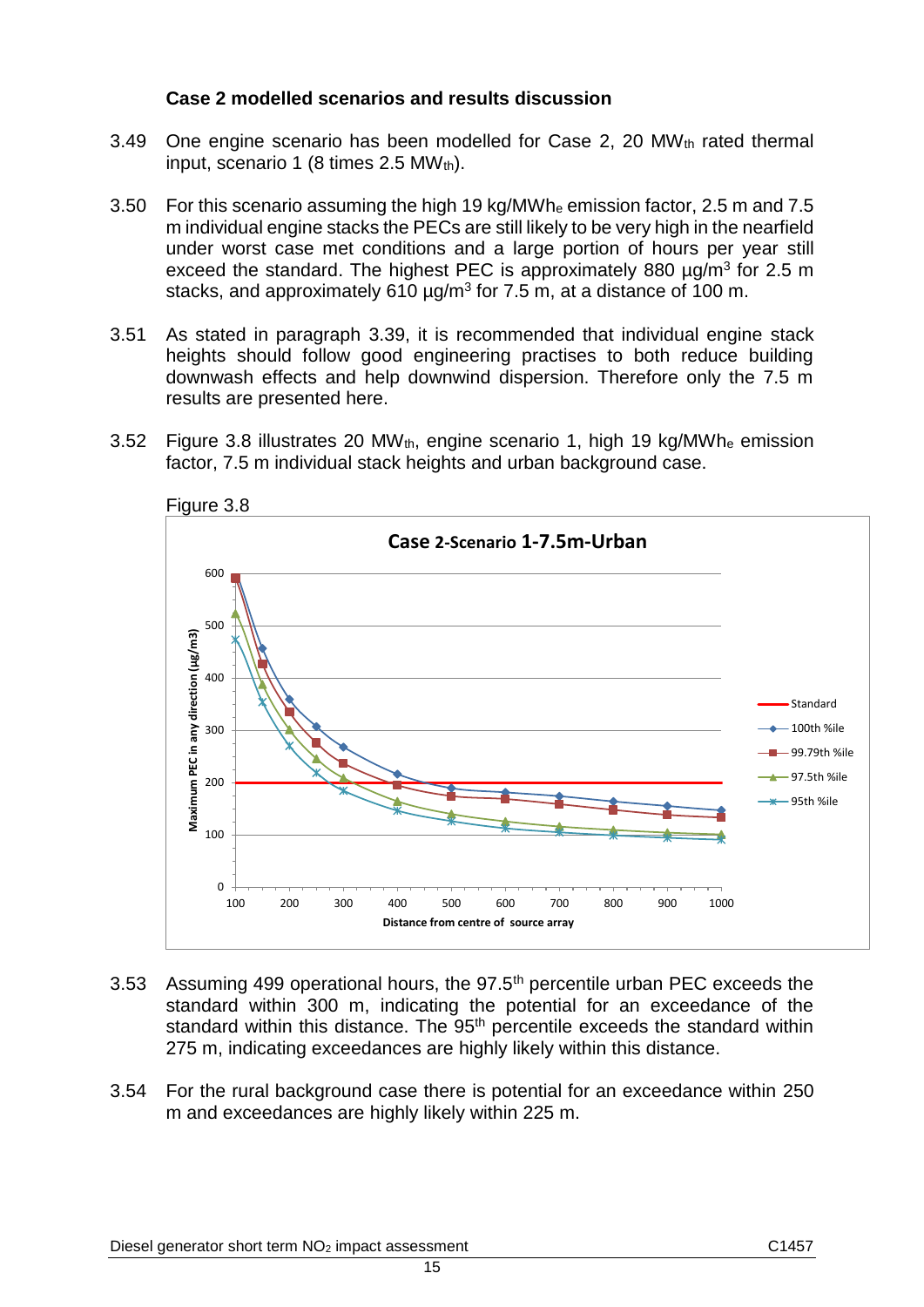### Case 2 modelled scenarios and results discussion

3.49 One engine scenario has been modelled for Case 2, 20 $MW_{th}$ rated thermal input, scenario 1 (8 times 2.5 $MW_{th}$).

3.50 For this scenario assuming the high 19 kg/$MWh_e$ emission factor, 2.5 m and 7.5 m individual engine stacks the PECs are still likely to be very high in the nearfield under worst case met conditions and a large portion of hours per year still exceed the standard. The highest PEC is approximately 880 µg/$m^3$ for 2.5 m stacks, and approximately 610 µg/$m^3$ for 7.5 m, at a distance of 100 m.

3.51 As stated in paragraph 3.39, it is recommended that individual engine stack heights should follow good engineering practises to both reduce building downwash effects and help downwind dispersion. Therefore only the 7.5 m results are presented here.

3.52 Figure 3.8 illustrates 20 $MW_{th}$, engine scenario 1, high 19 kg/$MWh_e$ emission factor, 7.5 m individual stack heights and urban background case.

Figure 3.8

3.53 Assuming 499 operational hours, the 97.5[th] percentile urban PEC exceeds the standard within 300 m, indicating the potential for an exceedance of the standard within this distance. The 95[th] percentile exceeds the standard within 275 m, indicating exceedances are highly likely within this distance.

3.54 For the rural background case there is potential for an exceedance within 250 m and exceedances are highly likely within 225 m.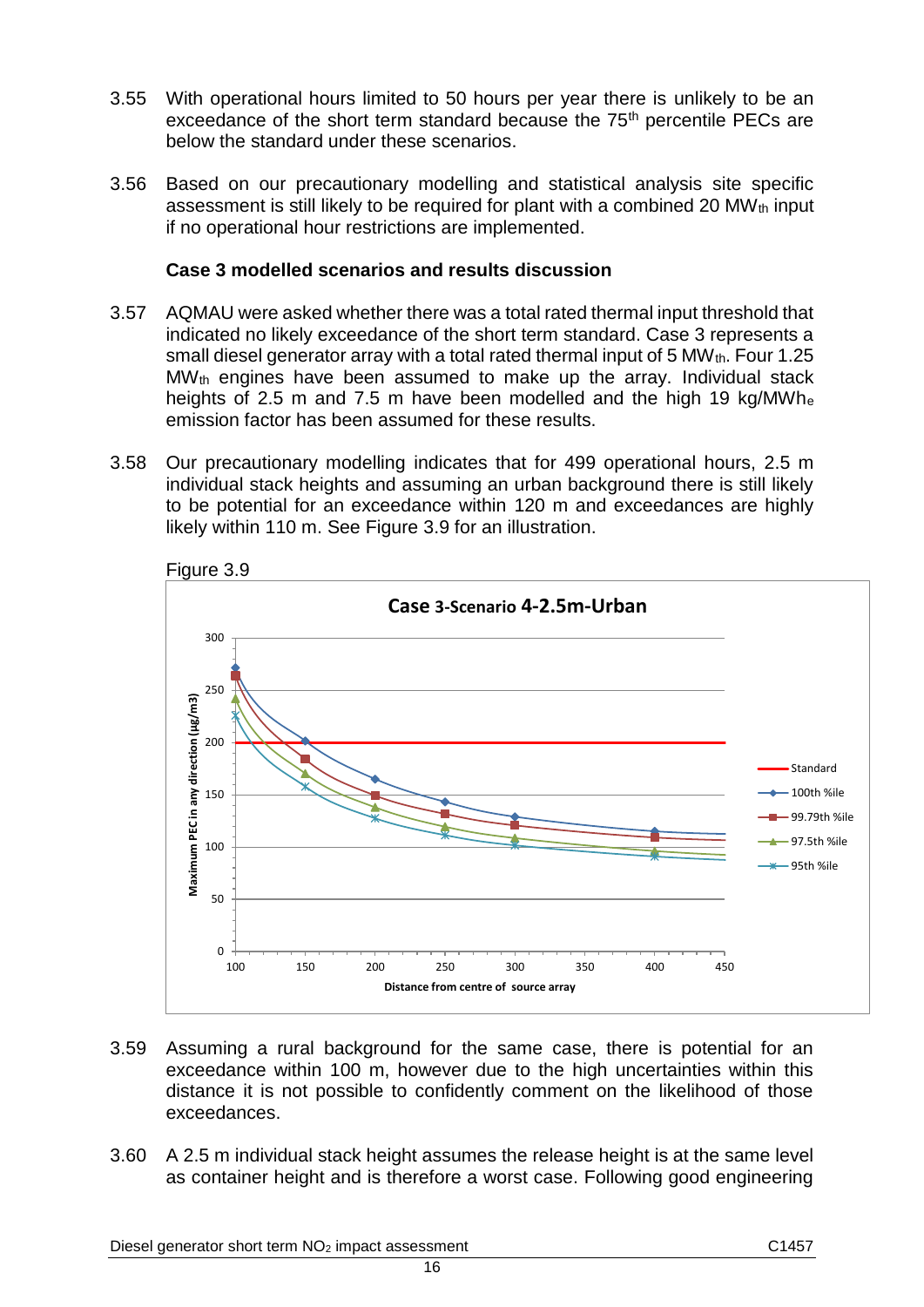3.55 With operational hours limited to 50 hours per year there is unlikely to be an exceedance of the short term standard because the 75th percentile PECs are below the standard under these scenarios.

3.56 Based on our precautionary modelling and statistical analysis site specific assessment is still likely to be required for plant with a combined 20 $MW_{th}$ input if no operational hour restrictions are implemented.

**Case 3 modelled scenarios and results discussion**

3.57 AQMAU were asked whether there was a total rated thermal input threshold that indicated no likely exceedance of the short term standard. Case 3 represents a small diesel generator array with a total rated thermal input of 5 $MW_{th}$. Four 1.25 $MW_{th}$ engines have been assumed to make up the array. Individual stack heights of 2.5 m and 7.5 m have been modelled and the high 19 kg/$MWh_e$ emission factor has been assumed for these results.

3.58 Our precautionary modelling indicates that for 499 operational hours, 2.5 m individual stack heights and assuming an urban background there is still likely to be potential for an exceedance within 120 m and exceedances are highly likely within 110 m. See Figure 3.9 for an illustration.

Figure 3.9

**Case 3-Scenario 4-2.5m-Urban**

| Distance from centre of source array | Standard | 100th %ile | 99.79th %ile | 97.5th %ile | 95th %ile |
|---|---|---|---|---|---|
| 100 | 200 | 272 | 264 | 242 | 226 |
| 150 | 200 | 201 | 184 | 171 | 158 |
| 200 | 200 | 165 | 149 | 139 | 128 |
| 250 | 200 | 143 | 132 | 120 | 112 |
| 300 | 200 | 129 | 121 | 109 | 102 |
| 400 | 200 | 115 | 110 | 96 | 91 |

Y-axis: Maximum PEC in any direction (µg/m3)

3.59 Assuming a rural background for the same case, there is potential for an exceedance within 100 m, however due to the high uncertainties within this distance it is not possible to confidently comment on the likelihood of those exceedances.

3.60 A 2.5 m individual stack height assumes the release height is at the same level as container height and is therefore a worst case. Following good engineering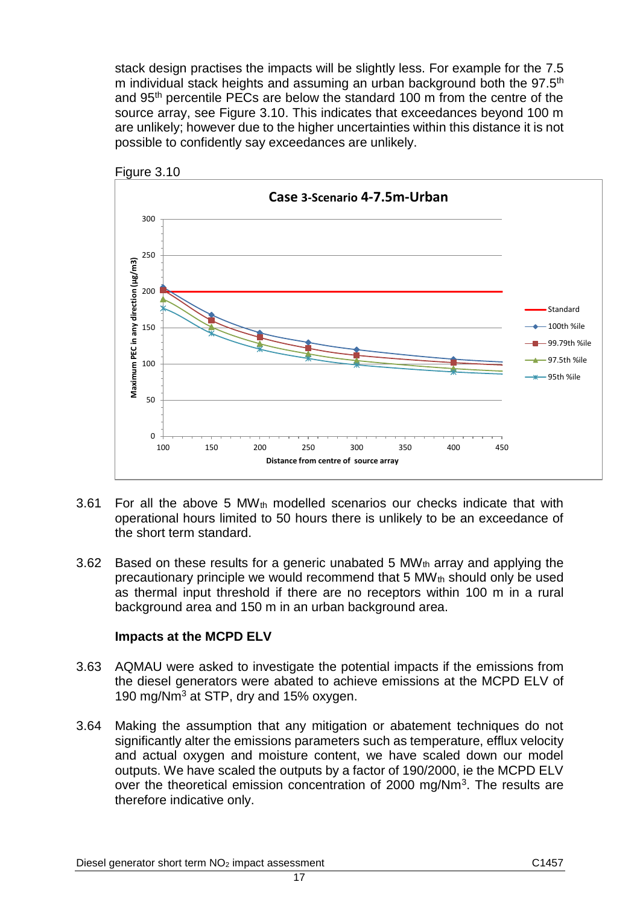stack design practises the impacts will be slightly less. For example for the 7.5 m individual stack heights and assuming an urban background both the 97.5th and 95th percentile PECs are below the standard 100 m from the centre of the source array, see Figure 3.10. This indicates that exceedances beyond 100 m are unlikely; however due to the higher uncertainties within this distance it is not possible to confidently say exceedances are unlikely.

Figure 3.10

**Case 3-Scenario 4-7.5m-Urban**

3.61 For all the above 5 $MW_{th}$ modelled scenarios our checks indicate that with operational hours limited to 50 hours there is unlikely to be an exceedance of the short term standard.

3.62 Based on these results for a generic unabated 5 $MW_{th}$ array and applying the precautionary principle we would recommend that 5 $MW_{th}$ should only be used as thermal input threshold if there are no receptors within 100 m in a rural background area and 150 m in an urban background area.

### Impacts at the MCPD ELV

3.63 AQMAU were asked to investigate the potential impacts if the emissions from the diesel generators were abated to achieve emissions at the MCPD ELV of 190 mg/Nm$^3$ at STP, dry and 15% oxygen.

3.64 Making the assumption that any mitigation or abatement techniques do not significantly alter the emissions parameters such as temperature, efflux velocity and actual oxygen and moisture content, we have scaled down our model outputs. We have scaled the outputs by a factor of 190/2000, ie the MCPD ELV over the theoretical emission concentration of 2000 mg/Nm$^3$. The results are therefore indicative only.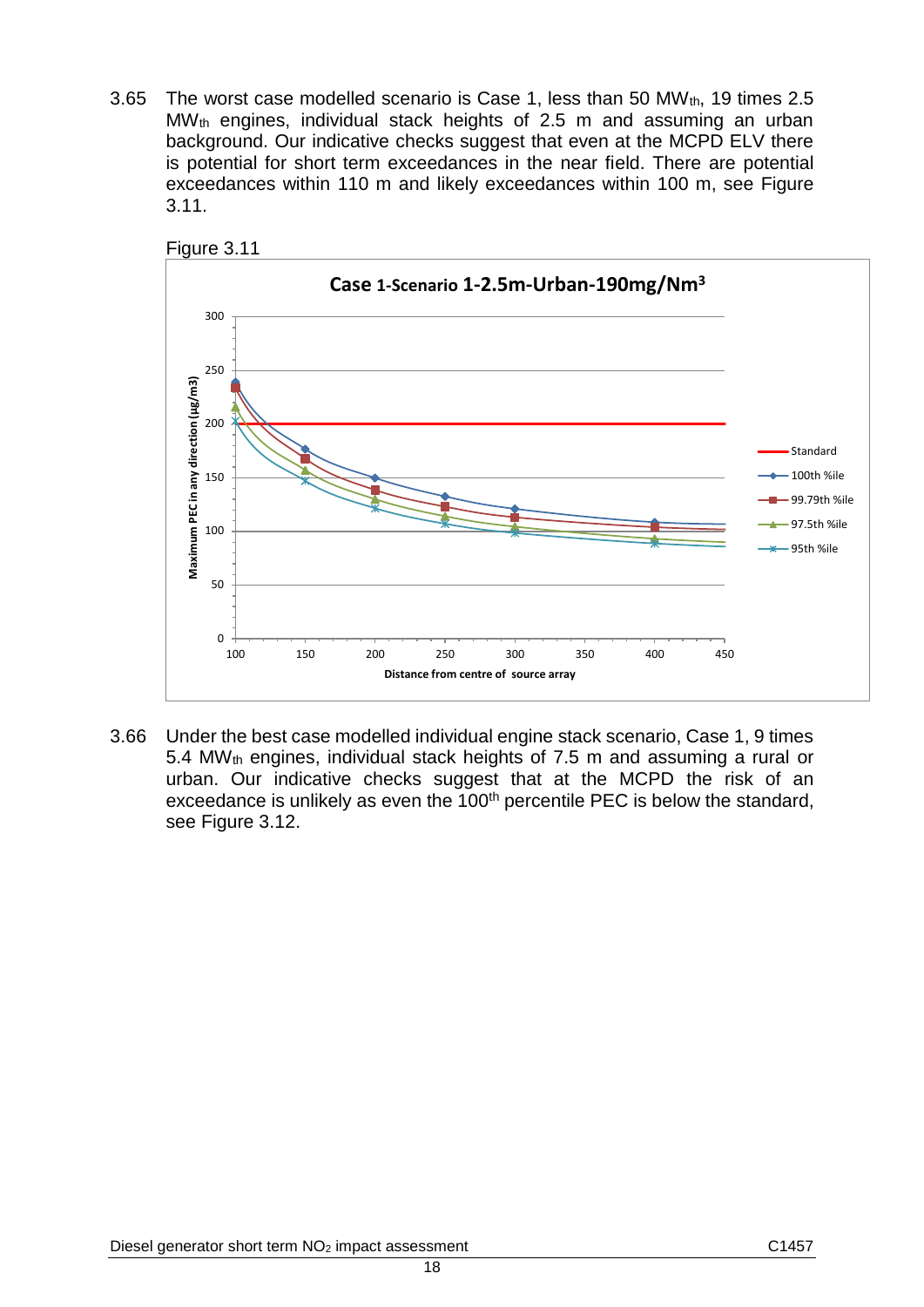3.65 The worst case modelled scenario is Case 1, less than 50 $MW_{th}$, 19 times 2.5 $MW_{th}$ engines, individual stack heights of 2.5 m and assuming an urban background. Our indicative checks suggest that even at the MCPD ELV there is potential for short term exceedances in the near field. There are potential exceedances within 110 m and likely exceedances within 100 m, see Figure 3.11.

Figure 3.11

3.66 Under the best case modelled individual engine stack scenario, Case 1, 9 times 5.4 $MW_{th}$ engines, individual stack heights of 7.5 m and assuming a rural or urban. Our indicative checks suggest that at the MCPD the risk of an exceedance is unlikely as even the 100th percentile PEC is below the standard, see Figure 3.12.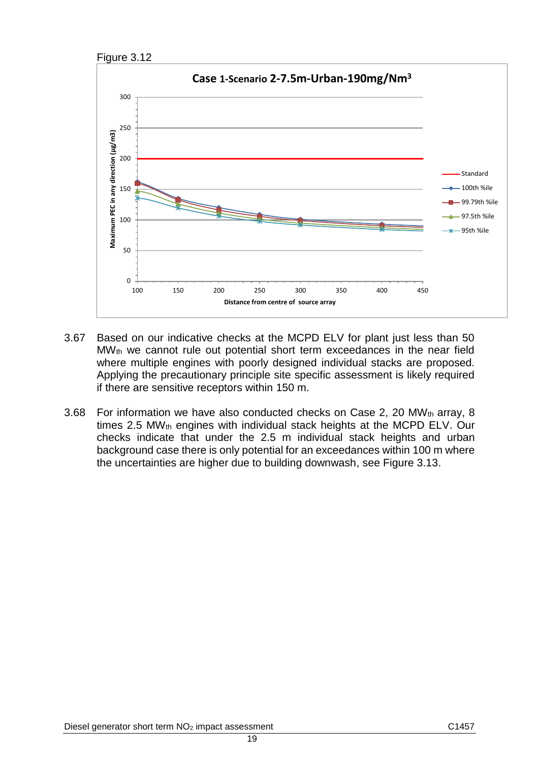Figure 3.12

3.67 Based on our indicative checks at the MCPD ELV for plant just less than 50 $MW_{th}$ we cannot rule out potential short term exceedances in the near field where multiple engines with poorly designed individual stacks are proposed. Applying the precautionary principle site specific assessment is likely required if there are sensitive receptors within 150 m.

3.68 For information we have also conducted checks on Case 2, 20 $MW_{th}$ array, 8 times 2.5 $MW_{th}$ engines with individual stack heights at the MCPD ELV. Our checks indicate that under the 2.5 m individual stack heights and urban background case there is only potential for an exceedances within 100 m where the uncertainties are higher due to building downwash, see Figure 3.13.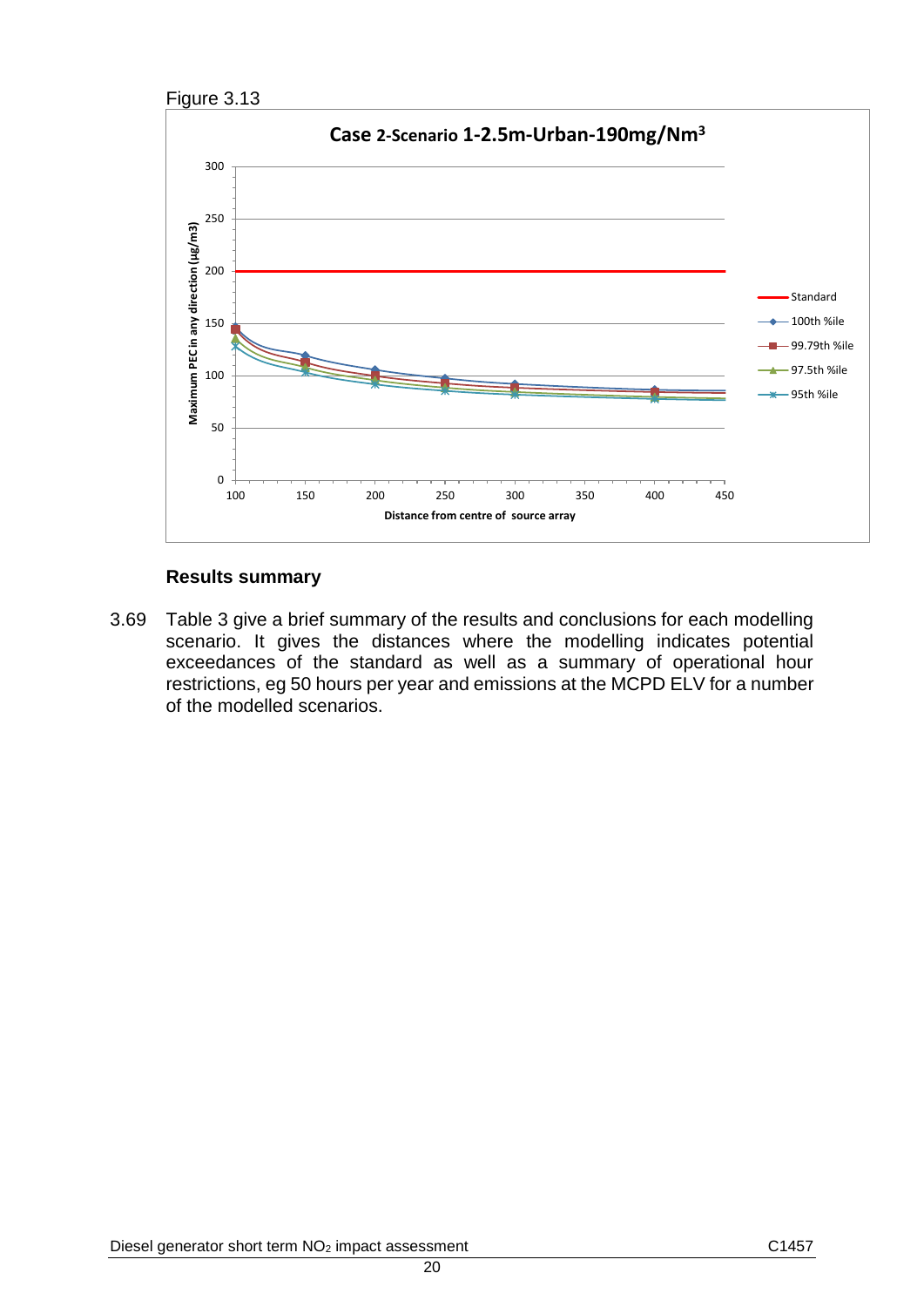Figure 3.13

**Case 2-Scenario 1-2.5m-Urban-190mg/Nm³**

## Results summary

3.69 Table 3 give a brief summary of the results and conclusions for each modelling scenario. It gives the distances where the modelling indicates potential exceedances of the standard as well as a summary of operational hour restrictions, eg 50 hours per year and emissions at the MCPD ELV for a number of the modelled scenarios.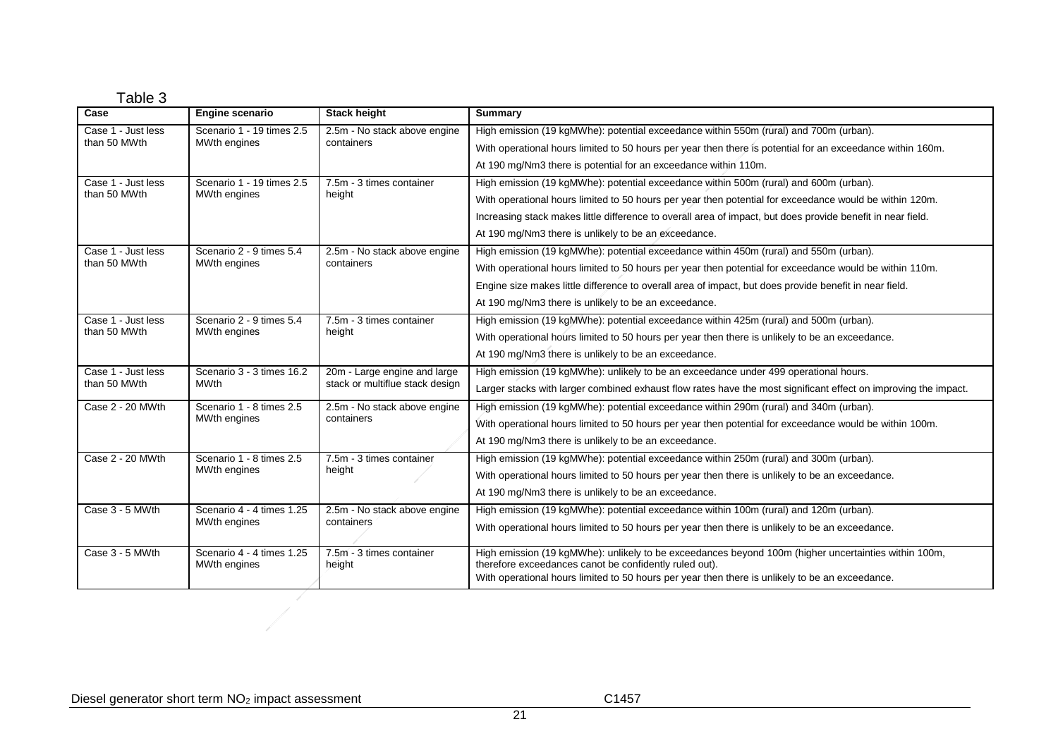Table 3

| Case | Engine scenario | Stack height | Summary |
|---|---|---|---|
| Case 1 - Just less than 50 MWth | Scenario 1 - 19 times 2.5 MWth engines | 2.5m - No stack above engine containers | High emission (19 kgMWhe): potential exceedance within 550m (rural) and 700m (urban).<br>With operational hours limited to 50 hours per year then there is potential for an exceedance within 160m.<br>At 190 mg/Nm3 there is potential for an exceedance within 110m. |
| Case 1 - Just less than 50 MWth | Scenario 1 - 19 times 2.5 MWth engines | 7.5m - 3 times container height | High emission (19 kgMWhe): potential exceedance within 500m (rural) and 600m (urban).<br>With operational hours limited to 50 hours per year then potential for exceedance would be within 120m.<br>Increasing stack makes little difference to overall area of impact, but does provide benefit in near field.<br>At 190 mg/Nm3 there is unlikely to be an exceedance. |
| Case 1 - Just less than 50 MWth | Scenario 2 - 9 times 5.4 MWth engines | 2.5m - No stack above engine containers | High emission (19 kgMWhe): potential exceedance within 450m (rural) and 550m (urban).<br>With operational hours limited to 50 hours per year then potential for exceedance would be within 110m.<br>Engine size makes little difference to overall area of impact, but does provide benefit in near field.<br>At 190 mg/Nm3 there is unlikely to be an exceedance. |
| Case 1 - Just less than 50 MWth | Scenario 2 - 9 times 5.4 MWth engines | 7.5m - 3 times container height | High emission (19 kgMWhe): potential exceedance within 425m (rural) and 500m (urban).<br>With operational hours limited to 50 hours per year then there is unlikely to be an exceedance.<br>At 190 mg/Nm3 there is unlikely to be an exceedance. |
| Case 1 - Just less than 50 MWth | Scenario 3 - 3 times 16.2 MWth | 20m - Large engine and large stack or multiflue stack design | High emission (19 kgMWhe): unlikely to be an exceedance under 499 operational hours.<br>Larger stacks with larger combined exhaust flow rates have the most significant effect on improving the impact. |
| Case 2 - 20 MWth | Scenario 1 - 8 times 2.5 MWth engines | 2.5m - No stack above engine containers | High emission (19 kgMWhe): potential exceedance within 290m (rural) and 340m (urban).<br>With operational hours limited to 50 hours per year then potential for exceedance would be within 100m.<br>At 190 mg/Nm3 there is unlikely to be an exceedance. |
| Case 2 - 20 MWth | Scenario 1 - 8 times 2.5 MWth engines | 7.5m - 3 times container height | High emission (19 kgMWhe): potential exceedance within 250m (rural) and 300m (urban).<br>With operational hours limited to 50 hours per year then there is unlikely to be an exceedance.<br>At 190 mg/Nm3 there is unlikely to be an exceedance. |
| Case 3 - 5 MWth | Scenario 4 - 4 times 1.25 MWth engines | 2.5m - No stack above engine containers | High emission (19 kgMWhe): potential exceedance within 100m (rural) and 120m (urban).<br>With operational hours limited to 50 hours per year then there is unlikely to be an exceedance. |
| Case 3 - 5 MWth | Scenario 4 - 4 times 1.25 MWth engines | 7.5m - 3 times container height | High emission (19 kgMWhe): unlikely to be exceedances beyond 100m (higher uncertainties within 100m, therefore exceedances canot be confidently ruled out).<br>With operational hours limited to 50 hours per year then there is unlikely to be an exceedance. |

Diesel generator short term $NO_2$ impact assessment C1457